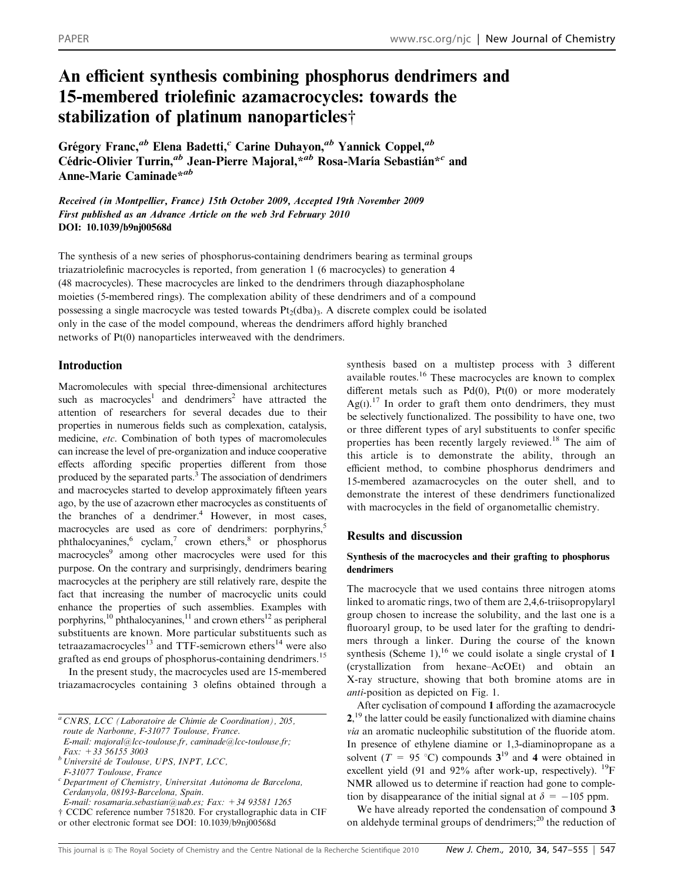# An efficient synthesis combining phosphorus dendrimers and 15-membered triolefinic azamacrocycles: towards the stabilization of platinum nanoparticles†

Grégory Franc,[ab] Elena Badetti,[c] Carine Duhayon,[ab] Yannick Coppel,[ab] Cédric-Olivier Turrin,[ab] Jean-Pierre Majoral,*[ab] Rosa-María Sebastián*[c] and Anne-Marie Caminade*[ab]

*Received (in Montpellier, France) 15th October 2009, Accepted 19th November 2009*
*First published as an Advance Article on the web 3rd February 2010*
**DOI: 10.1039/b9nj00568d**

The synthesis of a new series of phosphorus-containing dendrimers bearing as terminal groups triazatriolefinic macrocycles is reported, from generation 1 (6 macrocycles) to generation 4 (48 macrocycles). These macrocycles are linked to the dendrimers through diazaphospholane moieties (5-membered rings). The complexation ability of these dendrimers and of a compound possessing a single macrocycle was tested towards $Pt_2(dba)_3$. A discrete complex could be isolated only in the case of the model compound, whereas the dendrimers afford highly branched networks of Pt(0) nanoparticles interweaved with the dendrimers.

## Introduction

Macromolecules with special three-dimensional architectures such as macrocycles[1] and dendrimers[2] have attracted the attention of researchers for several decades due to their properties in numerous fields such as complexation, catalysis, medicine, *etc*. Combination of both types of macromolecules can increase the level of pre-organization and induce cooperative effects affording specific properties different from those produced by the separated parts.[3] The association of dendrimers and macrocycles started to develop approximately fifteen years ago, by the use of azacrown ether macrocycles as constituents of the branches of a dendrimer.[4] However, in most cases, macrocycles are used as core of dendrimers: porphyrins,[5] phthalocyanines,[6] cyclam,[7] crown ethers,[8] or phosphorus macrocycles[9] among other macrocycles were used for this purpose. On the contrary and surprisingly, dendrimers bearing macrocycles at the periphery are still relatively rare, despite the fact that increasing the number of macrocyclic units could enhance the properties of such assemblies. Examples with porphyrins,[10] phthalocyanines,[11] and crown ethers[12] as peripheral substituents are known. More particular substituents such as tetraazamacrocycles[13] and TTF-semicrown ethers[14] were also grafted as end groups of phosphorus-containing dendrimers.[15]

In the present study, the macrocycles used are 15-membered triazamacrocycles containing 3 olefins obtained through a synthesis based on a multistep process with 3 different available routes.[16] These macrocycles are known to complex different metals such as Pd(0), Pt(0) or more moderately Ag(I).[17] In order to graft them onto dendrimers, they must be selectively functionalized. The possibility to have one, two or three different types of aryl substituents to confer specific properties has been recently largely reviewed.[18] The aim of this article is to demonstrate the ability, through an efficient method, to combine phosphorus dendrimers and 15-membered azamacrocycles on the outer shell, and to demonstrate the interest of these dendrimers functionalized with macrocycles in the field of organometallic chemistry.

## Results and discussion

### Synthesis of the macrocycles and their grafting to phosphorus dendrimers

The macrocycle that we used contains three nitrogen atoms linked to aromatic rings, two of them are 2,4,6-triisopropylaryl group chosen to increase the solubility, and the last one is a fluoroaryl group, to be used later for the grafting to dendrimers through a linker. During the course of the known synthesis (Scheme 1),[16] we could isolate a single crystal of **1** (crystallization from hexane–AcOEt) and obtain an X-ray structure, showing that both bromine atoms are in *anti*-position as depicted on Fig. 1.

After cyclisation of compound **1** affording the azamacrocycle **2**,[19] the latter could be easily functionalized with diamine chains *via* an aromatic nucleophilic substitution of the fluoride atom. In presence of ethylene diamine or 1,3-diaminopropane as a solvent ($T$ = 95 °C) compounds **3**[19] and **4** were obtained in excellent yield (91 and 92% after work-up, respectively). $^{19}$F NMR allowed us to determine if reaction had gone to completion by disappearance of the initial signal at $\delta$ = −105 ppm.

We have already reported the condensation of compound **3** on aldehyde terminal groups of dendrimers;[20] the reduction of

---

[a] CNRS, LCC (Laboratoire de Chimie de Coordination), 205, route de Narbonne, F-31077 Toulouse, France. E-mail: majoral@lcc-toulouse.fr, caminade@lcc-toulouse.fr; Fax: +33 56155 3003

[b] Université de Toulouse, UPS, INPT, LCC, F-31077 Toulouse, France

[c] Department of Chemistry, Universitat Autònoma de Barcelona, Cerdanyola, 08193-Barcelona, Spain. E-mail: rosamaria.sebastian@uab.es; Fax: +34 93581 1265

† CCDC reference number 751820. For crystallographic data in CIF or other electronic format see DOI: 10.1039/b9nj00568d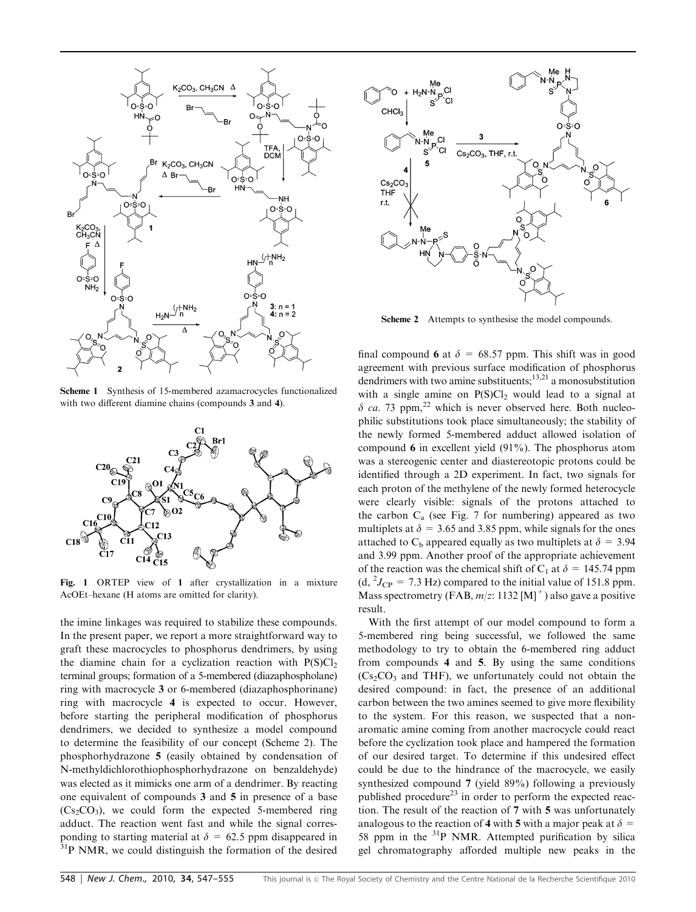**Scheme 1** Synthesis of 15-membered azamacrocycles functionalized with two different diamine chains (compounds **3** and **4**).

**Fig. 1** ORTEP view of **1** after crystallization in a mixture AcOEt–hexane (H atoms are omitted for clarity).

the imine linkages was required to stabilize these compounds. In the present paper, we report a more straightforward way to graft these macrocycles to phosphorus dendrimers, by using the diamine chain for a cyclization reaction with $P(S)Cl_2$ terminal groups; formation of a 5-membered (diazaphospholane) ring with macrocycle **3** or 6-membered (diazaphosphorinane) ring with macrocycle **4** is expected to occur. However, before starting the peripheral modification of phosphorus dendrimers, we decided to synthesize a model compound to determine the feasibility of our concept (Scheme 2). The phosphorhydrazone **5** (easily obtained by condensation of N-methyldichlorothiophosphorhydrazone on benzaldehyde) was elected as it mimicks one arm of a dendrimer. By reacting one equivalent of compounds **3** and **5** in presence of a base ($Cs_2CO_3$), we could form the expected 5-membered ring adduct. The reaction went fast and while the signal corresponding to starting material at $\delta$ = 62.5 ppm disappeared in $^{31}$P NMR, we could distinguish the formation of the desired final compound **6** at $\delta$ = 68.57 ppm. This shift was in good agreement with previous surface modification of phosphorus dendrimers with two amine substituents;[13,21] a monosubstitution with a single amine on $P(S)Cl_2$ would lead to a signal at $\delta$ *ca.* 73 ppm,[22] which is never observed here. Both nucleophilic substitutions took place simultaneously; the stability of the newly formed 5-membered adduct allowed isolation of compound **6** in excellent yield (91%). The phosphorus atom was a stereogenic center and diastereotopic protons could be identified through a 2D experiment. In fact, two signals for each proton of the methylene of the newly formed heterocycle were clearly visible: signals of the protons attached to the carbon $C_a$ (see Fig. 7 for numbering) appeared as two multiplets at $\delta$ = 3.65 and 3.85 ppm, while signals for the ones attached to $C_b$ appeared equally as two multiplets at $\delta$ = 3.94 and 3.99 ppm. Another proof of the appropriate achievement of the reaction was the chemical shift of $C_1$ at $\delta$ = 145.74 ppm (d, $^2J_{CP}$ = 7.3 Hz) compared to the initial value of 151.8 ppm. Mass spectrometry (FAB, *m/z*: 1132 $[M]^+$) also gave a positive result.

**Scheme 2** Attempts to synthesise the model compounds.

With the first attempt of our model compound to form a 5-membered ring being successful, we followed the same methodology to try to obtain the 6-membered ring adduct from compounds **4** and **5**. By using the same conditions ($Cs_2CO_3$ and THF), we unfortunately could not obtain the desired compound: in fact, the presence of an additional carbon between the two amines seemed to give more flexibility to the system. For this reason, we suspected that a non-aromatic amine coming from another macrocycle could react before the cyclization took place and hampered the formation of our desired target. To determine if this undesired effect could be due to the hindrance of the macrocycle, we easily synthesized compound **7** (yield 89%) following a previously published procedure[23] in order to perform the expected reaction. The result of the reaction of **7** with **5** was unfortunately analogous to the reaction of **4** with **5** with a major peak at $\delta$ = 58 ppm in the $^{31}$P NMR. Attempted purification by silica gel chromatography afforded multiple new peaks in the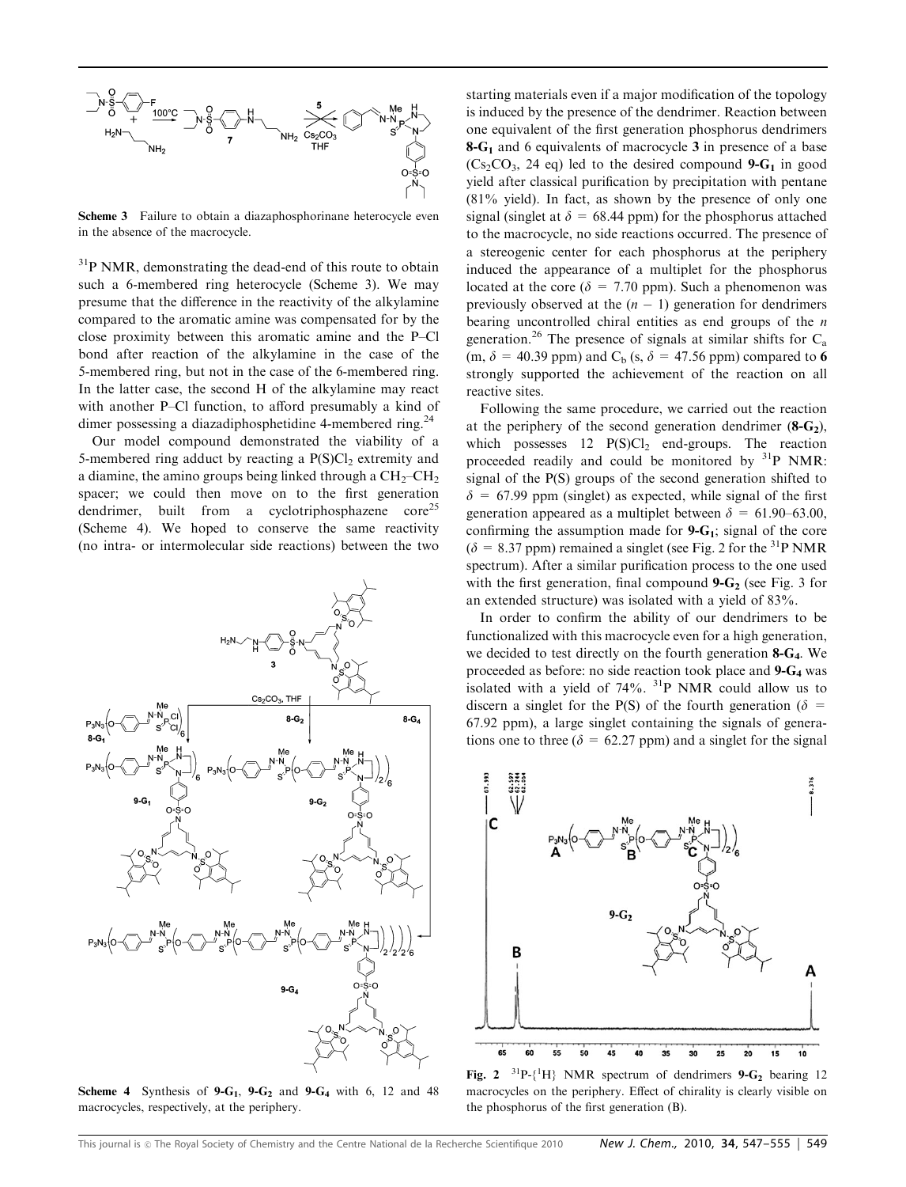Scheme 3 Failure to obtain a diazaphosphorinane heterocycle even in the absence of the macrocycle.

$^{31}$P NMR, demonstrating the dead-end of this route to obtain such a 6-membered ring heterocycle (Scheme 3). We may presume that the difference in the reactivity of the alkylamine compared to the aromatic amine was compensated for by the close proximity between this aromatic amine and the P–Cl bond after reaction of the alkylamine in the case of the 5-membered ring, but not in the case of the 6-membered ring. In the latter case, the second H of the alkylamine may react with another P–Cl function, to afford presumably a kind of dimer possessing a diazadiphosphetidine 4-membered ring.[24]

Our model compound demonstrated the viability of a 5-membered ring adduct by reacting a $P(S)Cl_2$ extremity and a diamine, the amino groups being linked through a $CH_2$–$CH_2$ spacer; we could then move on to the first generation dendrimer, built from a cyclotriphosphazene core[25] (Scheme 4). We hoped to conserve the same reactivity (no intra- or intermolecular side reactions) between the two starting materials even if a major modification of the topology is induced by the presence of the dendrimer. Reaction between one equivalent of the first generation phosphorus dendrimers **8-G$_1$** and 6 equivalents of macrocycle **3** in presence of a base ($Cs_2CO_3$, 24 eq) led to the desired compound **9-G$_1$** in good yield after classical purification by precipitation with pentane (81% yield). In fact, as shown by the presence of only one signal (singlet at $\delta$ = 68.44 ppm) for the phosphorus attached to the macrocycle, no side reactions occurred. The presence of a stereogenic center for each phosphorus at the periphery induced the appearance of a multiplet for the phosphorus located at the core ($\delta$ = 7.70 ppm). Such a phenomenon was previously observed at the $(n - 1)$ generation for dendrimers bearing uncontrolled chiral entities as end groups of the $n$ generation.[26] The presence of signals at similar shifts for $C_a$ (m, $\delta$ = 40.39 ppm) and $C_b$ (s, $\delta$ = 47.56 ppm) compared to **6** strongly supported the achievement of the reaction on all reactive sites.

Following the same procedure, we carried out the reaction at the periphery of the second generation dendrimer (**8-G$_2$**), which possesses 12 $P(S)Cl_2$ end-groups. The reaction proceeded readily and could be monitored by $^{31}$P NMR: signal of the P(S) groups of the second generation shifted to $\delta$ = 67.99 ppm (singlet) as expected, while signal of the first generation appeared as a multiplet between $\delta$ = 61.90–63.00, confirming the assumption made for **9-G$_1$**; signal of the core ($\delta$ = 8.37 ppm) remained a singlet (see Fig. 2 for the $^{31}$P NMR spectrum). After a similar purification process to the one used with the first generation, final compound **9-G$_2$** (see Fig. 3 for an extended structure) was isolated with a yield of 83%.

In order to confirm the ability of our dendrimers to be functionalized with this macrocycle even for a high generation, we decided to test directly on the fourth generation **8-G$_4$**. We proceeded as before: no side reaction took place and **9-G$_4$** was isolated with a yield of 74%. $^{31}$P NMR could allow us to discern a singlet for the P(S) of the fourth generation ($\delta$ = 67.92 ppm), a large singlet containing the signals of generations one to three ($\delta$ = 62.27 ppm) and a singlet for the signal

Scheme 4 Synthesis of **9-G$_1$**, **9-G$_2$** and **9-G$_4$** with 6, 12 and 48 macrocycles, respectively, at the periphery.

Fig. 2 $^{31}$P-{$^1$H} NMR spectrum of dendrimers **9-G$_2$** bearing 12 macrocycles on the periphery. Effect of chirality is clearly visible on the phosphorus of the first generation (B).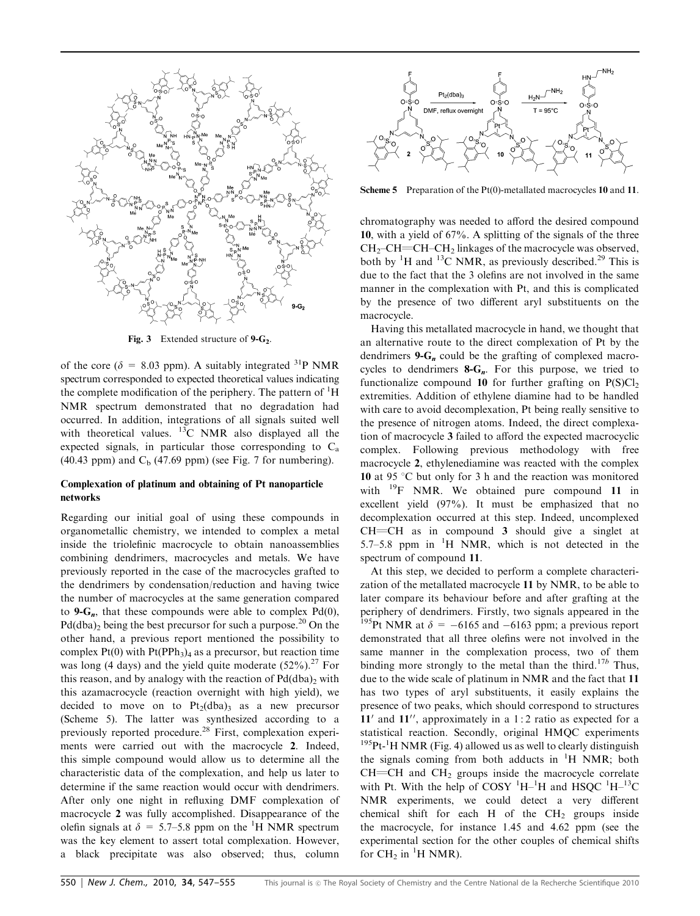Fig. 3 Extended structure of **9-G₂**.

of the core ($\delta$ = 8.03 ppm). A suitably integrated $^{31}$P NMR spectrum corresponded to expected theoretical values indicating the complete modification of the periphery. The pattern of $^{1}$H NMR spectrum demonstrated that no degradation had occurred. In addition, integrations of all signals suited well with theoretical values. $^{13}$C NMR also displayed all the expected signals, in particular those corresponding to $C_a$ (40.43 ppm) and $C_b$ (47.69 ppm) (see Fig. 7 for numbering).

### Complexation of platinum and obtaining of Pt nanoparticle networks

Regarding our initial goal of using these compounds in organometallic chemistry, we intended to complex a metal inside the triolefinic macrocycle to obtain nanoassemblies combining dendrimers, macrocycles and metals. We have previously reported in the case of the macrocycles grafted to the dendrimers by condensation/reduction and having twice the number of macrocycles at the same generation compared to **9-G$_n$**, that these compounds were able to complex Pd(0), $Pd(dba)_2$ being the best precursor for such a purpose.[20] On the other hand, a previous report mentioned the possibility to complex Pt(0) with $Pt(PPh_3)_4$ as a precursor, but reaction time was long (4 days) and the yield quite moderate (52%).[27] For this reason, and by analogy with the reaction of $Pd(dba)_2$ with this azamacrocycle (reaction overnight with high yield), we decided to move on to $Pt_2(dba)_3$ as a new precursor (Scheme 5). The latter was synthesized according to a previously reported procedure.[28] First, complexation experiments were carried out with the macrocycle **2**. Indeed, this simple compound would allow us to determine all the characteristic data of the complexation, and help us later to determine if the same reaction would occur with dendrimers. After only one night in refluxing DMF complexation of macrocycle **2** was fully accomplished. Disappearance of the olefin signals at $\delta$ = 5.7–5.8 ppm on the $^{1}$H NMR spectrum was the key element to assert total complexation. However, a black precipitate was also observed; thus, column chromatography was needed to afford the desired compound **10**, with a yield of 67%. A splitting of the signals of the three $CH_2$–CH=CH–$CH_2$ linkages of the macrocycle was observed, both by $^{1}$H and $^{13}$C NMR, as previously described.[29] This is due to the fact that the 3 olefins are not involved in the same manner in the complexation with Pt, and this is complicated by the presence of two different aryl substituents on the macrocycle.

**Scheme 5** Preparation of the Pt(0)-metallated macrocycles **10** and **11**.

Having this metallated macrocycle in hand, we thought that an alternative route to the direct complexation of Pt by the dendrimers **9-G$_n$** could be the grafting of complexed macrocycles to dendrimers **8-G$_n$**. For this purpose, we tried to functionalize compound **10** for further grafting on $P(S)Cl_2$ extremities. Addition of ethylene diamine had to be handled with care to avoid decomplexation, Pt being really sensitive to the presence of nitrogen atoms. Indeed, the direct complexation of macrocycle **3** failed to afford the expected macrocyclic complex. Following previous methodology with free macrocycle **2**, ethylenediamine was reacted with the complex **10** at 95 °C but only for 3 h and the reaction was monitored with $^{19}$F NMR. We obtained pure compound **11** in excellent yield (97%). It must be emphasized that no decomplexation occurred at this step. Indeed, uncomplexed CH=CH as in compound **3** should give a singlet at 5.7–5.8 ppm in $^{1}$H NMR, which is not detected in the spectrum of compound **11**.

At this step, we decided to perform a complete characterization of the metallated macrocycle **11** by NMR, to be able to later compare its behaviour before and after grafting at the periphery of dendrimers. Firstly, two signals appeared in the $^{195}$Pt NMR at $\delta$ = −6165 and −6163 ppm; a previous report demonstrated that all three olefins were not involved in the same manner in the complexation process, two of them binding more strongly to the metal than the third.[17b] Thus, due to the wide scale of platinum in NMR and the fact that **11** has two types of aryl substituents, it easily explains the presence of two peaks, which should correspond to structures **11′** and **11″**, approximately in a 1 : 2 ratio as expected for a statistical reaction. Secondly, original HMQC experiments $^{195}$Pt-$^{1}$H NMR (Fig. 4) allowed us as well to clearly distinguish the signals coming from both adducts in $^{1}$H NMR; both CH=CH and $CH_2$ groups inside the macrocycle correlate with Pt. With the help of COSY $^{1}$H–$^{1}$H and HSQC $^{1}$H–$^{13}$C NMR experiments, we could detect a very different chemical shift for each H of the $CH_2$ groups inside the macrocycle, for instance 1.45 and 4.62 ppm (see the experimental section for the other couples of chemical shifts for $CH_2$ in $^{1}$H NMR).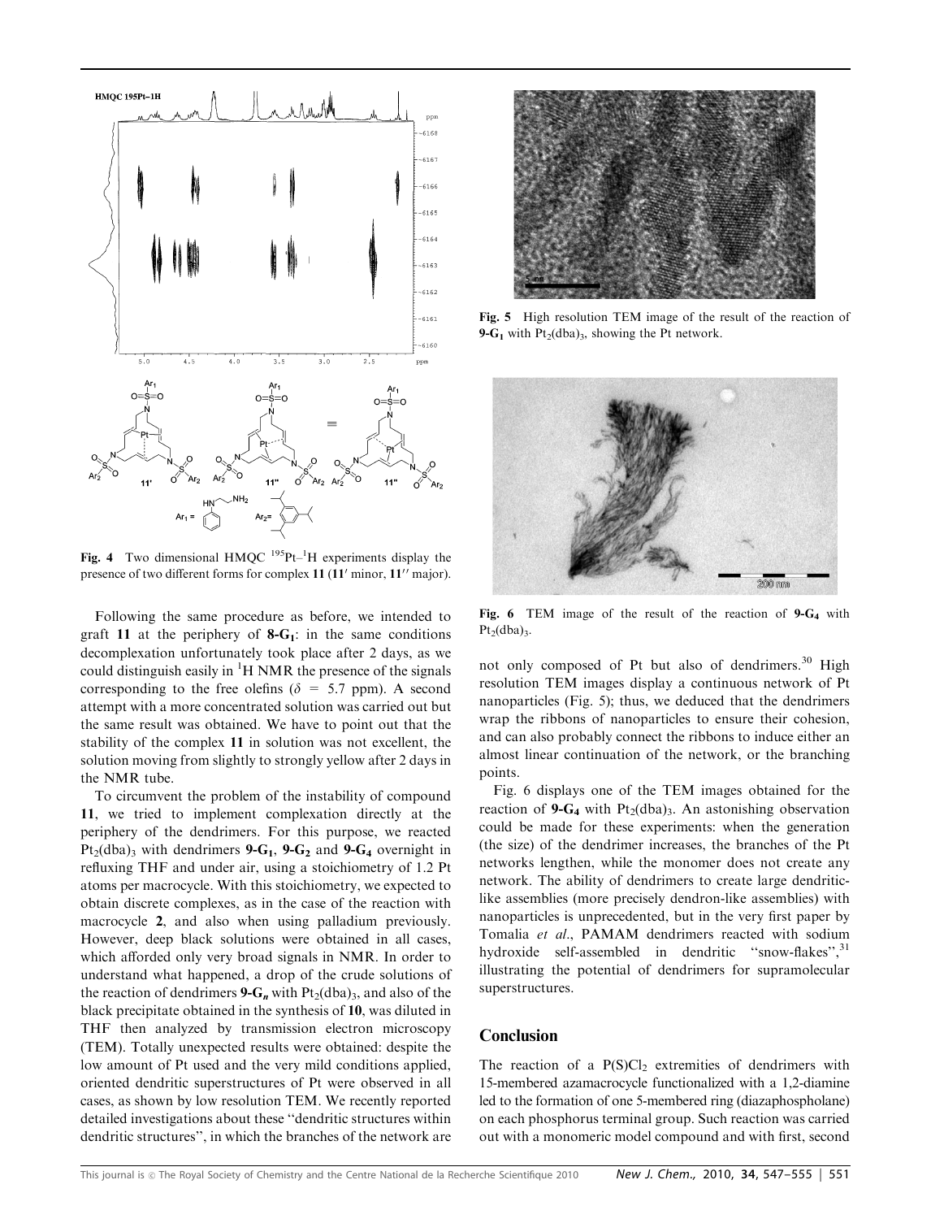Fig. 4 Two dimensional HMQC $^{195}Pt$–$^{1}H$ experiments display the presence of two different forms for complex **11** (**11′** minor, **11″** major).

Fig. 5 High resolution TEM image of the result of the reaction of **9-G$_1$** with $Pt_2(dba)_3$, showing the Pt network.

Fig. 6 TEM image of the result of the reaction of **9-G$_4$** with $Pt_2(dba)_3$.

Following the same procedure as before, we intended to graft **11** at the periphery of **8-G$_1$**: in the same conditions decomplexation unfortunately took place after 2 days, as we could distinguish easily in $^{1}H$ NMR the presence of the signals corresponding to the free olefins ($\delta$ = 5.7 ppm). A second attempt with a more concentrated solution was carried out but the same result was obtained. We have to point out that the stability of the complex **11** in solution was not excellent, the solution moving from slightly to strongly yellow after 2 days in the NMR tube.

To circumvent the problem of the instability of compound **11**, we tried to implement complexation directly at the periphery of the dendrimers. For this purpose, we reacted $Pt_2(dba)_3$ with dendrimers **9-G$_1$**, **9-G$_2$** and **9-G$_4$** overnight in refluxing THF and under air, using a stoichiometry of 1.2 Pt atoms per macrocycle. With this stoichiometry, we expected to obtain discrete complexes, as in the case of the reaction with macrocycle **2**, and also when using palladium previously. However, deep black solutions were obtained in all cases, which afforded only very broad signals in NMR. In order to understand what happened, a drop of the crude solutions of the reaction of dendrimers **9-G$_n$** with $Pt_2(dba)_3$, and also of the black precipitate obtained in the synthesis of **10**, was diluted in THF then analyzed by transmission electron microscopy (TEM). Totally unexpected results were obtained: despite the low amount of Pt used and the very mild conditions applied, oriented dendritic superstructures of Pt were observed in all cases, as shown by low resolution TEM. We recently reported detailed investigations about these "dendritic structures within dendritic structures", in which the branches of the network are not only composed of Pt but also of dendrimers.[30] High resolution TEM images display a continuous network of Pt nanoparticles (Fig. 5); thus, we deduced that the dendrimers wrap the ribbons of nanoparticles to ensure their cohesion, and can also probably connect the ribbons to induce either an almost linear continuation of the network, or the branching points.

Fig. 6 displays one of the TEM images obtained for the reaction of **9-G$_4$** with $Pt_2(dba)_3$. An astonishing observation could be made for these experiments: when the generation (the size) of the dendrimer increases, the branches of the Pt networks lengthen, while the monomer does not create any network. The ability of dendrimers to create large dendritic-like assemblies (more precisely dendron-like assemblies) with nanoparticles is unprecedented, but in the very first paper by Tomalia *et al.*, PAMAM dendrimers reacted with sodium hydroxide self-assembled in dendritic "snow-flakes",[31] illustrating the potential of dendrimers for supramolecular superstructures.

## Conclusion

The reaction of a $P(S)Cl_2$ extremities of dendrimers with 15-membered azamacrocycle functionalized with a 1,2-diamine led to the formation of one 5-membered ring (diazaphospholane) on each phosphorus terminal group. Such reaction was carried out with a monomeric model compound and with first, second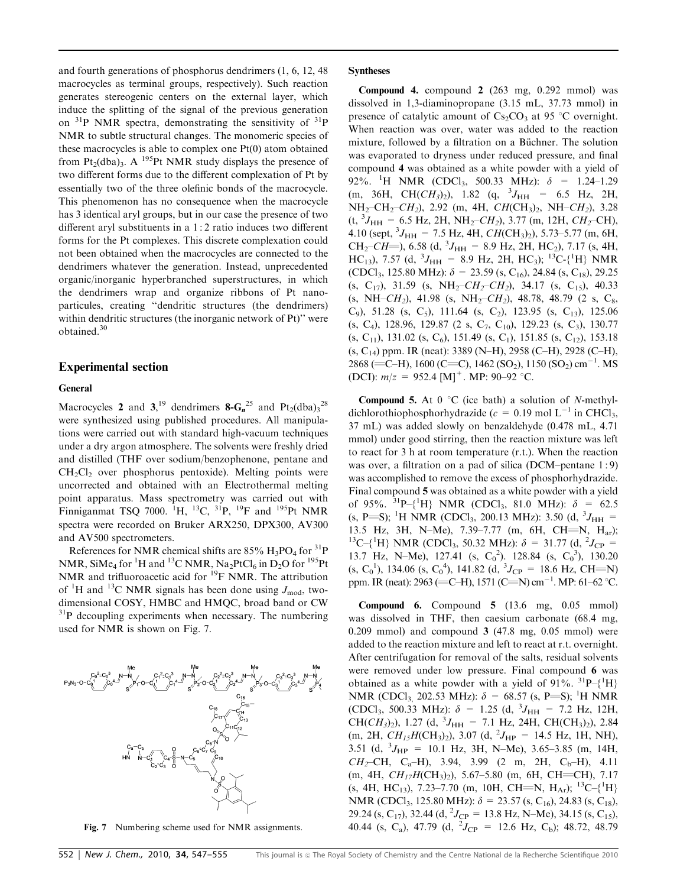and fourth generations of phosphorus dendrimers (1, 6, 12, 48 macrocycles as terminal groups, respectively). Such reaction generates stereogenic centers on the external layer, which induce the splitting of the signal of the previous generation on $^{31}$P NMR spectra, demonstrating the sensitivity of $^{31}$P NMR to subtle structural changes. The monomeric species of these macrocycles is able to complex one Pt(0) atom obtained from $Pt_2(dba)_3$. A $^{195}$Pt NMR study displays the presence of two different forms due to the different complexation of Pt by essentially two of the three olefinic bonds of the macrocycle. This phenomenon has no consequence when the macrocycle has 3 identical aryl groups, but in our case the presence of two different aryl substituents in a 1 : 2 ratio induces two different forms for the Pt complexes. This discrete complexation could not been obtained when the macrocycles are connected to the dendrimers whatever the generation. Instead, unprecedented organic/inorganic hyperbranched superstructures, in which the dendrimers wrap and organize ribbons of Pt nanoparticules, creating "dendritic structures (the dendrimers) within dendritic structures (the inorganic network of Pt)" were obtained.[30]

## Experimental section

### General

Macrocycles **2** and **3**,[19] dendrimers **8-G$_n$**[25] and $Pt_2(dba)_3$[28] were synthesized using published procedures. All manipulations were carried out with standard high-vacuum techniques under a dry argon atmosphere. The solvents were freshly dried and distilled (THF over sodium/benzophenone, pentane and $CH_2Cl_2$ over phosphorus pentoxide). Melting points were uncorrected and obtained with an Electrothermal melting point apparatus. Mass spectrometry was carried out with Finniganmat TSQ 7000. $^{1}$H, $^{13}$C, $^{31}$P, $^{19}$F and $^{195}$Pt NMR spectra were recorded on Bruker ARX250, DPX300, AV300 and AV500 spectrometers.

References for NMR chemical shifts are 85% $H_3PO_4$ for $^{31}$P NMR, $SiMe_4$ for $^{1}$H and $^{13}$C NMR, $Na_2PtCl_6$ in $D_2O$ for $^{195}$Pt NMR and trifluoroacetic acid for $^{19}$F NMR. The attribution of $^{1}$H and $^{13}$C NMR signals has been done using $J_{mod}$, two-dimensional COSY, HMBC and HMQC, broad band or CW $^{31}$P decoupling experiments when necessary. The numbering used for NMR is shown on Fig. 7.

Fig. 7 Numbering scheme used for NMR assignments.

### Syntheses

**Compound 4.** compound **2** (263 mg, 0.292 mmol) was dissolved in 1,3-diaminopropane (3.15 mL, 37.73 mmol) in presence of catalytic amount of $Cs_2CO_3$ at 95 °C overnight. When reaction was over, water was added to the reaction mixture, followed by a filtration on a Büchner. The solution was evaporated to dryness under reduced pressure, and final compound **4** was obtained as a white powder with a yield of 92%. $^{1}$H NMR ($CDCl_3$, 500.33 MHz): $\delta$ = 1.24–1.29 (m, 36H, CH($CH_3$)$_2$), 1.82 (q, $^3J_{HH}$ = 6.5 Hz, 2H, $NH_2$–$CH_2$–$CH_2$), 2.92 (m, 4H, $CH$($CH_3$)$_2$, NH–$CH_2$), 3.28 (t, $^3J_{HH}$ = 6.5 Hz, 2H, $NH_2$–$CH_2$), 3.77 (m, 12H, $CH_2$–CH), 4.10 (sept, $^3J_{HH}$ = 7.5 Hz, 4H, $CH$($CH_3$)$_2$), 5.73–5.77 (m, 6H, $CH_2$–$CH$=), 6.58 (d, $^3J_{HH}$ = 8.9 Hz, 2H, $HC_2$), 7.17 (s, 4H, $HC_{13}$), 7.57 (d, $^3J_{HH}$ = 8.9 Hz, 2H, $HC_3$); $^{13}$C-{$^{1}$H} NMR ($CDCl_3$, 125.80 MHz): $\delta$ = 23.59 (s, $C_{16}$), 24.84 (s, $C_{18}$), 29.25 (s, $C_{17}$), 31.59 (s, $NH_2$–$CH_2$–$CH_2$), 34.17 (s, $C_{15}$), 40.33 (s, NH–$CH_2$), 41.98 (s, $NH_2$–$CH_2$), 48.78, 48.79 (2 s, $C_8$, $C_9$), 51.28 (s, $C_5$), 111.64 (s, $C_2$), 123.95 (s, $C_{13}$), 125.06 (s, $C_4$), 128.96, 129.87 (2 s, $C_7$, $C_{10}$), 129.23 (s, $C_3$), 130.77 (s, $C_{11}$), 131.02 (s, $C_6$), 151.49 (s, $C_1$), 151.85 (s, $C_{12}$), 153.18 (s, $C_{14}$) ppm. IR (neat): 3389 (N–H), 2958 (C–H), 2928 (C–H), 2868 (=C–H), 1600 (C=C), 1462 ($SO_2$), 1150 ($SO_2$) cm$^{-1}$. MS (DCI): $m/z$ = 952.4 [M]$^+$. MP: 90–92 °C.

**Compound 5.** At 0 °C (ice bath) a solution of *N*-methyl-dichlorothiophosphorhydrazide ($c$ = 0.19 mol L$^{-1}$ in $CHCl_3$, 37 mL) was added slowly on benzaldehyde (0.478 mL, 4.71 mmol) under good stirring, then the reaction mixture was left to react for 3 h at room temperature (r.t.). When the reaction was over, a filtration on a pad of silica (DCM–pentane 1 : 9) was accomplished to remove the excess of phosphorhydrazide. Final compound **5** was obtained as a white powder with a yield of 95%. $^{31}$P–{$^{1}$H} NMR ($CDCl_3$, 81.0 MHz): $\delta$ = 62.5 (s, P=S); $^{1}$H NMR ($CDCl_3$, 200.13 MHz): 3.50 (d, $^3J_{HH}$ = 13.5 Hz, 3H, N–Me), 7.39–7.77 (m, 6H, CH=N, $H_{ar}$); $^{13}$C–{$^{1}$H} NMR ($CDCl_3$, 50.32 MHz): $\delta$ = 31.77 (d, $^2J_{CP}$ = 13.7 Hz, N–Me), 127.41 (s, $C_0^2$). 128.84 (s, $C_0^3$), 130.20 (s, $C_0^1$), 134.06 (s, $C_0^4$), 141.82 (d, $^3J_{CP}$ = 18.6 Hz, CH=N) ppm. IR (neat): 2963 (=C–H), 1571 (C=N) cm$^{-1}$. MP: 61–62 °C.

**Compound 6.** Compound **5** (13.6 mg, 0.05 mmol) was dissolved in THF, then caesium carbonate (68.4 mg, 0.209 mmol) and compound **3** (47.8 mg, 0.05 mmol) were added to the reaction mixture and left to react at r.t. overnight. After centrifugation for removal of the salts, residual solvents were removed under low pressure. Final compound **6** was obtained as a white powder with a yield of 91%. $^{31}$P–{$^{1}$H} NMR ($CDCl_3$, 202.53 MHz): $\delta$ = 68.57 (s, P=S); $^{1}$H NMR ($CDCl_3$, 500.33 MHz): $\delta$ = 1.25 (d, $^3J_{HH}$ = 7.2 Hz, 12H, CH($CH_3$)$_2$), 1.27 (d, $^3J_{HH}$ = 7.1 Hz, 24H, CH($CH_3$)$_2$), 2.84 (m, 2H, $CH_{15}H$($CH_3$)$_2$), 3.07 (d, $^2J_{HP}$ = 14.5 Hz, 1H, NH), 3.51 (d, $^3J_{HP}$ = 10.1 Hz, 3H, N–Me), 3.65–3.85 (m, 14H, $CH_2$–CH, $C_a$–H), 3.94, 3.99 (2 m, 2H, $C_b$–H), 4.11 (m, 4H, $CH_{17}H$($CH_3$)$_2$), 5.67–5.80 (m, 6H, CH=CH), 7.17 (s, 4H, $HC_{13}$), 7.23–7.70 (m, 10H, CH=N, $H_{Ar}$); $^{13}$C–{$^{1}$H} NMR ($CDCl_3$, 125.80 MHz): $\delta$ = 23.57 (s, $C_{16}$), 24.83 (s, $C_{18}$), 29.24 (s, $C_{17}$), 32.44 (d, $^2J_{CP}$ = 13.8 Hz, N–Me), 34.15 (s, $C_{15}$), 40.44 (s, $C_a$), 47.79 (d, $^2J_{CP}$ = 12.6 Hz, $C_b$); 48.72, 48.79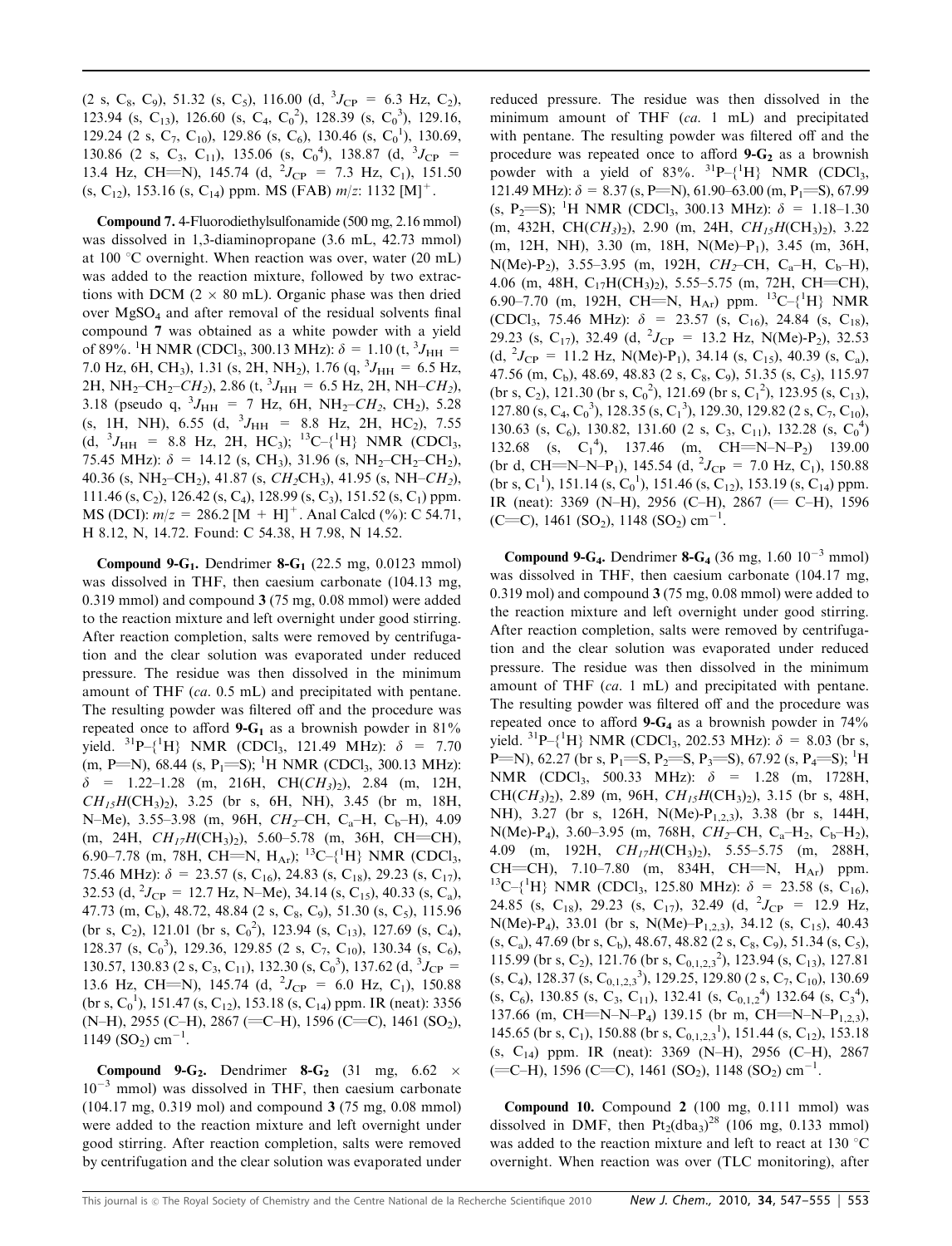(2 s, $C_8$, $C_9$), 51.32 (s, $C_5$), 116.00 (d, $^3J_{CP}$ = 6.3 Hz, $C_2$), 123.94 (s, $C_{13}$), 126.60 (s, $C_4$, $C_0^2$), 128.39 (s, $C_0^3$), 129.16, 129.24 (2 s, $C_7$, $C_{10}$), 129.86 (s, $C_6$), 130.46 (s, $C_0^1$), 130.69, 130.86 (2 s, $C_3$, $C_{11}$), 135.06 (s, $C_0^4$), 138.87 (d, $^3J_{CP}$ = 13.4 Hz, CH=N), 145.74 (d, $^2J_{CP}$ = 7.3 Hz, $C_1$), 151.50 (s, $C_{12}$), 153.16 (s, $C_{14}$) ppm. MS (FAB) $m/z$: 1132 $[M]^+$.

**Compound 7.** 4-Fluorodiethylsulfonamide (500 mg, 2.16 mmol) was dissolved in 1,3-diaminopropane (3.6 mL, 42.73 mmol) at 100 °C overnight. When reaction was over, water (20 mL) was added to the reaction mixture, followed by two extractions with DCM (2 × 80 mL). Organic phase was then dried over $MgSO_4$ and after removal of the residual solvents final compound **7** was obtained as a white powder with a yield of 89%. $^1$H NMR ($CDCl_3$, 300.13 MHz): $\delta$ = 1.10 (t, $^3J_{HH}$ = 7.0 Hz, 6H, $CH_3$), 1.31 (s, 2H, $NH_2$), 1.76 (q, $^3J_{HH}$ = 6.5 Hz, 2H, $NH_2$–$CH_2$–$CH_2$), 2.86 (t, $^3J_{HH}$ = 6.5 Hz, 2H, NH–$CH_2$), 3.18 (pseudo q, $^3J_{HH}$ = 7 Hz, 6H, $NH_2$–$CH_2$, $CH_2$), 5.28 (s, 1H, NH), 6.55 (d, $^3J_{HH}$ = 8.8 Hz, 2H, $HC_2$), 7.55 (d, $^3J_{HH}$ = 8.8 Hz, 2H, $HC_3$); $^{13}$C–{$^1$H} NMR ($CDCl_3$, 75.45 MHz): $\delta$ = 14.12 (s, $CH_3$), 31.96 (s, $NH_2$–$CH_2$–$CH_2$), 40.36 (s, $NH_2$–$CH_2$), 41.87 (s, $CH_2CH_3$), 41.95 (s, NH–$CH_2$), 111.46 (s, $C_2$), 126.42 (s, $C_4$), 128.99 (s, $C_3$), 151.52 (s, $C_1$) ppm. MS (DCI): $m/z$ = 286.2 $[M + H]^+$. Anal Calcd (%): C 54.71, H 8.12, N, 14.72. Found: C 54.38, H 7.98, N 14.52.

**Compound 9-G$_1$.** Dendrimer **8-G$_1$** (22.5 mg, 0.0123 mmol) was dissolved in THF, then caesium carbonate (104.13 mg, 0.319 mmol) and compound **3** (75 mg, 0.08 mmol) were added to the reaction mixture and left overnight under good stirring. After reaction completion, salts were removed by centrifugation and the clear solution was evaporated under reduced pressure. The residue was then dissolved in the minimum amount of THF (*ca.* 0.5 mL) and precipitated with pentane. The resulting powder was filtered off and the procedure was repeated once to afford **9-G$_1$** as a brownish powder in 81% yield. $^{31}$P–{$^1$H} NMR ($CDCl_3$, 121.49 MHz): $\delta$ = 7.70 (m, P=N), 68.44 (s, $P_1$=S); $^1$H NMR ($CDCl_3$, 300.13 MHz): $\delta$ = 1.22–1.28 (m, 216H, CH($CH_3$)$_2$), 2.84 (m, 12H, $CH_{15}H$($CH_3$)$_2$), 3.25 (br s, 6H, NH), 3.45 (br m, 18H, N–Me), 3.55–3.98 (m, 96H, $CH_2$–CH, $C_a$–H, $C_b$–H), 4.09 (m, 24H, $CH_{17}H$($CH_3$)$_2$), 5.60–5.78 (m, 36H, CH=CH), 6.90–7.78 (m, 78H, CH=N, $H_{Ar}$); $^{13}$C–{$^1$H} NMR ($CDCl_3$, 75.46 MHz): $\delta$ = 23.57 (s, $C_{16}$), 24.83 (s, $C_{18}$), 29.23 (s, $C_{17}$), 32.53 (d, $^2J_{CP}$ = 12.7 Hz, N–Me), 34.14 (s, $C_{15}$), 40.33 (s, $C_a$), 47.73 (m, $C_b$), 48.72, 48.84 (2 s, $C_8$, $C_9$), 51.30 (s, $C_5$), 115.96 (br s, $C_2$), 121.01 (br s, $C_0^2$), 123.94 (s, $C_{13}$), 127.69 (s, $C_4$), 128.37 (s, $C_0^3$), 129.36, 129.85 (2 s, $C_7$, $C_{10}$), 130.34 (s, $C_6$), 130.57, 130.83 (2 s, $C_3$, $C_{11}$), 132.30 (s, $C_0^3$), 137.62 (d, $^3J_{CP}$ = 13.6 Hz, CH=N), 145.74 (d, $^2J_{CP}$ = 6.0 Hz, $C_1$), 150.88 (br s, $C_0^1$), 151.47 (s, $C_{12}$), 153.18 (s, $C_{14}$) ppm. IR (neat): 3356 (N–H), 2955 (C–H), 2867 (=C–H), 1596 (C=C), 1461 ($SO_2$), 1149 ($SO_2$) cm$^{-1}$.

**Compound 9-G$_2$.** Dendrimer **8-G$_2$** (31 mg, 6.62 × $10^{-3}$ mmol) was dissolved in THF, then caesium carbonate (104.17 mg, 0.319 mol) and compound **3** (75 mg, 0.08 mmol) were added to the reaction mixture and left overnight under good stirring. After reaction completion, salts were removed by centrifugation and the clear solution was evaporated under reduced pressure. The residue was then dissolved in the minimum amount of THF (*ca.* 1 mL) and precipitated with pentane. The resulting powder was filtered off and the procedure was repeated once to afford **9-G$_2$** as a brownish powder with a yield of 83%. $^{31}$P–{$^1$H} NMR ($CDCl_3$, 121.49 MHz): $\delta$ = 8.37 (s, P=N), 61.90–63.00 (m, $P_1$=S), 67.99 (s, $P_2$=S); $^1$H NMR ($CDCl_3$, 300.13 MHz): $\delta$ = 1.18–1.30 (m, 432H, CH($CH_3$)$_2$), 2.90 (m, 24H, $CH_{15}H$($CH_3$)$_2$), 3.22 (m, 12H, NH), 3.30 (m, 18H, N(Me)–$P_1$), 3.45 (m, 36H, N(Me)–$P_2$), 3.55–3.95 (m, 192H, $CH_2$–CH, $C_a$–H, $C_b$–H), 4.06 (m, 48H, $C_{17}H$($CH_3$)$_2$), 5.55–5.75 (m, 72H, CH=CH), 6.90–7.70 (m, 192H, CH=N, $H_{Ar}$) ppm. $^{13}$C–{$^1$H} NMR ($CDCl_3$, 75.46 MHz): $\delta$ = 23.57 (s, $C_{16}$), 24.84 (s, $C_{18}$), 29.23 (s, $C_{17}$), 32.49 (d, $^2J_{CP}$ = 13.2 Hz, N(Me)-$P_2$), 32.53 (d, $^2J_{CP}$ = 11.2 Hz, N(Me)-$P_1$), 34.14 (s, $C_{15}$), 40.39 (s, $C_a$), 47.56 (m, $C_b$), 48.69, 48.83 (2 s, $C_8$, $C_9$), 51.35 (s, $C_5$), 115.97 (br s, $C_2$), 121.30 (br s, $C_0^2$), 121.69 (br s, $C_1^2$), 123.95 (s, $C_{13}$), 127.80 (s, $C_4$, $C_0^3$), 128.35 (s, $C_1^3$), 129.30, 129.82 (2 s, $C_7$, $C_{10}$), 130.63 (s, $C_6$), 130.82, 131.60 (2 s, $C_3$, $C_{11}$), 132.28 (s, $C_0^4$) 132.68 (s, $C_1^4$), 137.46 (m, CH=N–N–$P_2$) 139.00 (br d, CH=N–N–$P_1$), 145.54 (d, $^2J_{CP}$ = 7.0 Hz, $C_1$), 150.88 (br s, $C_1^1$), 151.14 (s, $C_0^1$), 151.46 (s, $C_{12}$), 153.19 (s, $C_{14}$) ppm. IR (neat): 3369 (N–H), 2956 (C–H), 2867 (= C–H), 1596 (C=C), 1461 ($SO_2$), 1148 ($SO_2$) cm$^{-1}$.

**Compound 9-G$_4$.** Dendrimer **8-G$_4$** (36 mg, 1.60 $10^{-3}$ mmol) was dissolved in THF, then caesium carbonate (104.17 mg, 0.319 mol) and compound **3** (75 mg, 0.08 mmol) were added to the reaction mixture and left overnight under good stirring. After reaction completion, salts were removed by centrifugation and the clear solution was evaporated under reduced pressure. The residue was then dissolved in the minimum amount of THF (*ca.* 1 mL) and precipitated with pentane. The resulting powder was filtered off and the procedure was repeated once to afford **9-G$_4$** as a brownish powder in 74% yield. $^{31}$P–{$^1$H} NMR ($CDCl_3$, 202.53 MHz): $\delta$ = 8.03 (br s, P=N), 62.27 (br s, $P_1$=S, $P_2$=S, $P_3$=S), 67.92 (s, $P_4$=S); $^1$H NMR ($CDCl_3$, 500.33 MHz): $\delta$ = 1.28 (m, 1728H, CH($CH_3$)$_2$), 2.89 (m, 96H, $CH_{15}H$($CH_3$)$_2$), 3.15 (br s, 48H, NH), 3.27 (br s, 126H, N(Me)-$P_{1,2,3}$), 3.38 (br s, 144H, N(Me)-$P_4$), 3.60–3.95 (m, 768H, $CH_2$–CH, $C_a$–$H_2$, $C_b$–$H_2$), 4.09 (m, 192H, $CH_{17}H$($CH_3$)$_2$), 5.55–5.75 (m, 288H, CH=CH), 7.10–7.80 (m, 834H, CH=N, $H_{Ar}$) ppm. $^{13}$C–{$^1$H} NMR ($CDCl_3$, 125.80 MHz): $\delta$ = 23.58 (s, $C_{16}$), 24.85 (s, $C_{18}$), 29.23 (s, $C_{17}$), 32.49 (d, $^2J_{CP}$ = 12.9 Hz, N(Me)-$P_4$), 33.01 (br s, N(Me)–$P_{1,2,3}$), 34.12 (s, $C_{15}$), 40.43 (s, $C_a$), 47.69 (br s, $C_b$), 48.67, 48.82 (2 s, $C_8$, $C_9$), 51.34 (s, $C_5$), 115.99 (br s, $C_2$), 121.76 (br s, $C_{0,1,2,3}^2$), 123.94 (s, $C_{13}$), 127.81 (s, $C_4$), 128.37 (s, $C_{0,1,2,3}^3$), 129.25, 129.80 (2 s, $C_7$, $C_{10}$), 130.69 (s, $C_6$), 130.85 (s, $C_3$, $C_{11}$), 132.41 (s, $C_{0,1,2}^4$) 132.64 (s, $C_3^4$), 137.66 (m, CH=N–N–$P_4$) 139.15 (br m, CH=N–N–$P_{1,2,3}$), 145.65 (br s, $C_1$), 150.88 (br s, $C_{0,1,2,3}^1$), 151.44 (s, $C_{12}$), 153.18 (s, $C_{14}$) ppm. IR (neat): 3369 (N–H), 2956 (C–H), 2867 (=C–H), 1596 (C=C), 1461 ($SO_2$), 1148 ($SO_2$) cm$^{-1}$.

**Compound 10.** Compound **2** (100 mg, 0.111 mmol) was dissolved in DMF, then $Pt_2(dba_3)$[28] (106 mg, 0.133 mmol) was added to the reaction mixture and left to react at 130 °C overnight. When reaction was over (TLC monitoring), after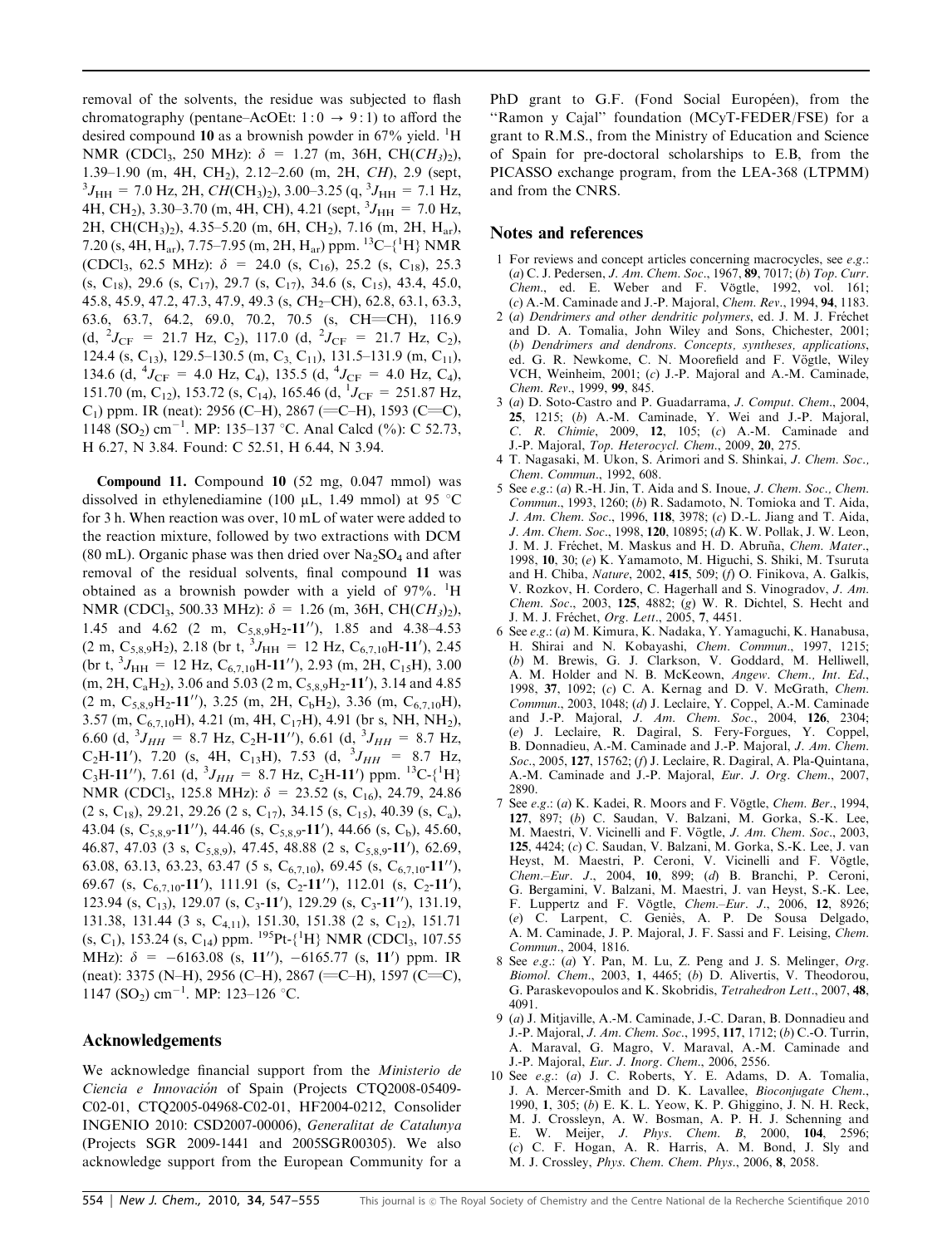removal of the solvents, the residue was subjected to flash chromatography (pentane–AcOEt: 1 : 0 → 9 : 1) to afford the desired compound **10** as a brownish powder in 67% yield. $^1$H NMR (CDCl$_3$, 250 MHz): $\delta$ = 1.27 (m, 36H, CH($CH_3$)$_2$), 1.39–1.90 (m, 4H, CH$_2$), 2.12–2.60 (m, 2H, *CH*), 2.9 (sept, $^3J_{HH}$ = 7.0 Hz, 2H, *CH*(CH$_3$)$_2$), 3.00–3.25 (q, $^3J_{HH}$ = 7.1 Hz, 4H, CH$_2$), 3.30–3.70 (m, 4H, CH), 4.21 (sept, $^3J_{HH}$ = 7.0 Hz, 2H, CH(CH$_3$)$_2$), 4.35–5.20 (m, 6H, CH$_2$), 7.16 (m, 2H, H$_{ar}$), 7.20 (s, 4H, H$_{ar}$), 7.75–7.95 (m, 2H, H$_{ar}$) ppm. $^{13}$C–{$^1$H} NMR (CDCl$_3$, 62.5 MHz): $\delta$ = 24.0 (s, C$_{16}$), 25.2 (s, C$_{18}$), 25.3 (s, C$_{18}$), 29.6 (s, C$_{17}$), 29.7 (s, C$_{17}$), 34.6 (s, C$_{15}$), 43.4, 45.0, 45.8, 45.9, 47.2, 47.3, 47.9, 49.3 (s, *C*H$_2$–CH), 62.8, 63.1, 63.3, 63.6, 63.7, 64.2, 69.0, 70.2, 70.5 (s, CH=CH), 116.9 (d, $^2J_{CF}$ = 21.7 Hz, C$_2$), 117.0 (d, $^2J_{CF}$ = 21.7 Hz, C$_2$), 124.4 (s, C$_{13}$), 129.5–130.5 (m, C$_3$, C$_{11}$), 131.5–131.9 (m, C$_{11}$), 134.6 (d, $^4J_{CF}$ = 4.0 Hz, C$_4$), 135.5 (d, $^4J_{CF}$ = 4.0 Hz, C$_4$), 151.70 (m, C$_{12}$), 153.72 (s, C$_{14}$), 165.46 (d, $^1J_{CF}$ = 251.87 Hz, C$_1$) ppm. IR (neat): 2956 (C–H), 2867 (=C–H), 1593 (C=C), 1148 (SO$_2$) cm$^{-1}$. MP: 135–137 °C. Anal Calcd (%): C 52.73, H 6.27, N 3.84. Found: C 52.51, H 6.44, N 3.94.

**Compound 11.** Compound **10** (52 mg, 0.047 mmol) was dissolved in ethylenediamine (100 μL, 1.49 mmol) at 95 °C for 3 h. When reaction was over, 10 mL of water were added to the reaction mixture, followed by two extractions with DCM (80 mL). Organic phase was then dried over Na$_2$SO$_4$ and after removal of the residual solvents, final compound **11** was obtained as a brownish powder with a yield of 97%. $^1$H NMR (CDCl$_3$, 500.33 MHz): $\delta$ = 1.26 (m, 36H, CH($CH_3$)$_2$), 1.45 and 4.62 (2 m, C$_{5,8,9}$H$_2$-**11″**), 1.85 and 4.38–4.53 (2 m, C$_{5,8,9}$H$_2$), 2.18 (br t, $^3J_{HH}$ = 12 Hz, C$_{6,7,10}$H-**11′**), 2.45 (br t, $^3J_{HH}$ = 12 Hz, C$_{6,7,10}$H-**11″**), 2.93 (m, 2H, C$_{15}$H), 3.00 (m, 2H, C$_a$H$_2$), 3.06 and 5.03 (2 m, C$_{5,8,9}$H$_2$-**11′**), 3.14 and 4.85 (2 m, C$_{5,8,9}$H$_2$-**11″**), 3.25 (m, 2H, C$_b$H$_2$), 3.36 (m, C$_{6,7,10}$H), 3.57 (m, C$_{6,7,10}$H), 4.21 (m, 4H, C$_{17}$H), 4.91 (br s, NH, NH$_2$), 6.60 (d, $^3J_{HH}$ = 8.7 Hz, C$_2$H-**11″**), 6.61 (d, $^3J_{HH}$ = 8.7 Hz, C$_2$H-**11′**), 7.20 (s, 4H, C$_{13}$H), 7.53 (d, $^3J_{HH}$ = 8.7 Hz, C$_3$H-**11″**), 7.61 (d, $^3J_{HH}$ = 8.7 Hz, C$_2$H-**11′**) ppm. $^{13}$C-{$^1$H} NMR (CDCl$_3$, 125.8 MHz): $\delta$ = 23.52 (s, C$_{16}$), 24.79, 24.86 (2 s, C$_{18}$), 29.21, 29.26 (2 s, C$_{17}$), 34.15 (s, C$_{15}$), 40.39 (s, C$_a$), 43.04 (s, C$_{5,8,9}$-**11″**), 44.46 (s, C$_{5,8,9}$-**11′**), 44.66 (s, C$_b$), 45.60, 46.87, 47.03 (3 s, C$_{5,8,9}$), 47.45, 48.88 (2 s, C$_{5,8,9}$-**11′**), 62.69, 63.08, 63.13, 63.23, 63.47 (5 s, C$_{6,7,10}$), 69.45 (s, C$_{6,7,10}$-**11″**), 69.67 (s, C$_{6,7,10}$-**11′**), 111.91 (s, C$_2$-**11″**), 112.01 (s, C$_2$-**11′**), 123.94 (s, C$_{13}$), 129.07 (s, C$_3$-**11′**), 129.29 (s, C$_3$-**11″**), 131.19, 131.38, 131.44 (3 s, C$_{4,11}$), 151.30, 151.38 (2 s, C$_{12}$), 151.71 (s, C$_1$), 153.24 (s, C$_{14}$) ppm. $^{195}$Pt-{$^1$H} NMR (CDCl$_3$, 107.55 MHz): $\delta$ = −6163.08 (s, **11″**), −6165.77 (s, **11′**) ppm. IR (neat): 3375 (N–H), 2956 (C–H), 2867 (=C–H), 1597 (C=C), 1147 (SO$_2$) cm$^{-1}$. MP: 123–126 °C.

## Acknowledgements

We acknowledge financial support from the *Ministerio de Ciencia e Innovación* of Spain (Projects CTQ2008-05409-C02-01, CTQ2005-04968-C02-01, HF2004-0212, Consolider INGENIO 2010: CSD2007-00006), *Generalitat de Catalunya* (Projects SGR 2009-1441 and 2005SGR00305). We also acknowledge support from the European Community for a PhD grant to G.F. (Fond Social Européen), from the "Ramon y Cajal" foundation (MCyT-FEDER/FSE) for a grant to R.M.S., from the Ministry of Education and Science of Spain for pre-doctoral scholarships to E.B, from the PICASSO exchange program, from the LEA-368 (LTPMM) and from the CNRS.

## Notes and references

1. For reviews and concept articles concerning macrocycles, see *e.g.*: (*a*) C. J. Pedersen, *J. Am. Chem. Soc.*, 1967, **89**, 7017; (*b*) *Top. Curr. Chem.*, ed. E. Weber and F. Vögtle, 1992, vol. 161; (*c*) A.-M. Caminade and J.-P. Majoral, *Chem. Rev.*, 1994, **94**, 1183.
2. (*a*) *Dendrimers and other dendritic polymers*, ed. J. M. J. Fréchet and D. A. Tomalia, John Wiley and Sons, Chichester, 2001; (*b*) *Dendrimers and dendrons. Concepts, syntheses, applications*, ed. G. R. Newkome, C. N. Moorefield and F. Vögtle, Wiley VCH, Weinheim, 2001; (*c*) J.-P. Majoral and A.-M. Caminade, *Chem. Rev.*, 1999, **99**, 845.
3. (*a*) D. Soto-Castro and P. Guadarrama, *J. Comput. Chem.*, 2004, **25**, 1215; (*b*) A.-M. Caminade, Y. Wei and J.-P. Majoral, *C. R. Chimie*, 2009, **12**, 105; (*c*) A.-M. Caminade and J.-P. Majoral, *Top. Heterocycl. Chem.*, 2009, **20**, 275.
4. T. Nagasaki, M. Ukon, S. Arimori and S. Shinkai, *J. Chem. Soc., Chem. Commun.*, 1992, 608.
5. See *e.g.*: (*a*) R.-H. Jin, T. Aida and S. Inoue, *J. Chem. Soc., Chem. Commun.*, 1993, 1260; (*b*) R. Sadamoto, N. Tomioka and T. Aida, *J. Am. Chem. Soc.*, 1996, **118**, 3978; (*c*) D.-L. Jiang and T. Aida, *J. Am. Chem. Soc.*, 1998, **120**, 10895; (*d*) K. W. Pollak, J. W. Leon, J. M. J. Fréchet, M. Maskus and H. D. Abruña, *Chem. Mater.*, 1998, **10**, 30; (*e*) K. Yamamoto, M. Higuchi, S. Shiki, M. Tsuruta and H. Chiba, *Nature*, 2002, **415**, 509; (*f*) O. Finikova, A. Galkis, V. Rozkov, H. Cordero, C. Hagerhall and S. Vinogradov, *J. Am. Chem. Soc.*, 2003, **125**, 4882; (*g*) W. R. Dichtel, S. Hecht and J. M. J. Fréchet, *Org. Lett.*, 2005, **7**, 4451.
6. See *e.g.*: (*a*) M. Kimura, K. Nadaka, Y. Yamaguchi, K. Hanabusa, H. Shirai and N. Kobayashi, *Chem. Commun.*, 1997, 1215; (*b*) M. Brewis, G. J. Clarkson, V. Goddard, M. Helliwell, A. M. Holder and N. B. McKeown, *Angew. Chem., Int. Ed.*, 1998, **37**, 1092; (*c*) C. A. Kernag and D. V. McGrath, *Chem. Commun.*, 2003, 1048; (*d*) J. Leclaire, Y. Coppel, A.-M. Caminade and J.-P. Majoral, *J. Am. Chem. Soc.*, 2004, **126**, 2304; (*e*) J. Leclaire, R. Dagiral, S. Fery-Forgues, Y. Coppel, B. Donnadieu, A.-M. Caminade and J.-P. Majoral, *J. Am. Chem. Soc.*, 2005, **127**, 15762; (*f*) J. Leclaire, R. Dagiral, A. Pla-Quintana, A.-M. Caminade and J.-P. Majoral, *Eur. J. Org. Chem.*, 2007, 2890.
7. See *e.g.*: (*a*) K. Kadei, R. Moors and F. Vögtle, *Chem. Ber.*, 1994, **127**, 897; (*b*) C. Saudan, V. Balzani, M. Gorka, S.-K. Lee, M. Maestri, V. Vicinelli and F. Vögtle, *J. Am. Chem. Soc.*, 2003, **125**, 4424; (*c*) C. Saudan, V. Balzani, M. Gorka, S.-K. Lee, J. van Heyst, M. Maestri, P. Ceroni, V. Vicinelli and F. Vögtle, *Chem.–Eur. J.*, 2004, **10**, 899; (*d*) B. Branchi, P. Ceroni, G. Bergamini, V. Balzani, M. Maestri, J. van Heyst, S.-K. Lee, F. Luppertz and F. Vögtle, *Chem.–Eur. J.*, 2006, **12**, 8926; (*e*) C. Larpent, C. Geniès, A. P. De Sousa Delgado, A. M. Caminade, J. P. Majoral, J. F. Sassi and F. Leising, *Chem. Commun.*, 2004, 1816.
8. See *e.g.*: (*a*) Y. Pan, M. Lu, Z. Peng and J. S. Melinger, *Org. Biomol. Chem.*, 2003, **1**, 4465; (*b*) D. Alivertis, V. Theodorou, G. Paraskevopoulos and K. Skobridis, *Tetrahedron Lett.*, 2007, **48**, 4091.
9. (*a*) J. Mitjaville, A.-M. Caminade, J.-C. Daran, B. Donnadieu and J.-P. Majoral, *J. Am. Chem. Soc.*, 1995, **117**, 1712; (*b*) C.-O. Turrin, A. Maraval, G. Magro, V. Maraval, A.-M. Caminade and J.-P. Majoral, *Eur. J. Inorg. Chem.*, 2006, 2556.
10. See *e.g.*: (*a*) J. C. Roberts, Y. E. Adams, D. A. Tomalia, J. A. Mercer-Smith and D. K. Lavallee, *Bioconjugate Chem.*, 1990, **1**, 305; (*b*) E. K. L. Yeow, K. P. Ghiggino, J. N. H. Reck, M. J. Crossley, A. W. Bosman, A. P. H. J. Schenning and E. W. Meijer, *J. Phys. Chem. B*, 2000, **104**, 2596; (*c*) C. F. Hogan, A. R. Harris, A. M. Bond, J. Sly and M. J. Crossley, *Phys. Chem. Chem. Phys.*, 2006, **8**, 2058.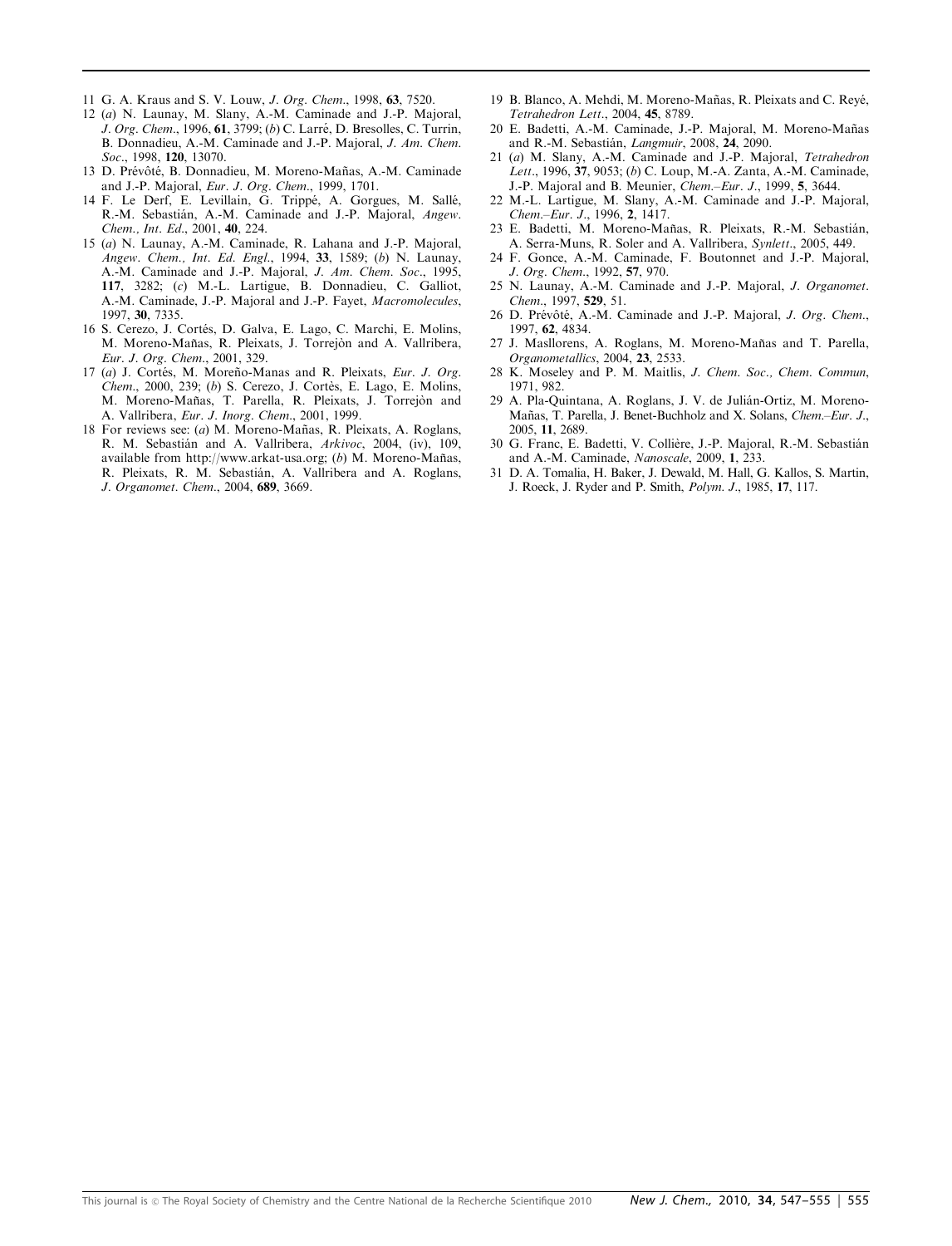11 G. A. Kraus and S. V. Louw, *J. Org. Chem.*, 1998, **63**, 7520.

12 (*a*) N. Launay, M. Slany, A.-M. Caminade and J.-P. Majoral, *J. Org. Chem.*, 1996, **61**, 3799; (*b*) C. Larré, D. Bresolles, C. Turrin, B. Donnadieu, A.-M. Caminade and J.-P. Majoral, *J. Am. Chem. Soc.*, 1998, **120**, 13070.

13 D. Prévôté, B. Donnadieu, M. Moreno-Mañas, A.-M. Caminade and J.-P. Majoral, *Eur. J. Org. Chem.*, 1999, 1701.

14 F. Le Derf, E. Levillain, G. Trippé, A. Gorgues, M. Sallé, R.-M. Sebastián, A.-M. Caminade and J.-P. Majoral, *Angew. Chem., Int. Ed.*, 2001, **40**, 224.

15 (*a*) N. Launay, A.-M. Caminade, R. Lahana and J.-P. Majoral, *Angew. Chem., Int. Ed. Engl.*, 1994, **33**, 1589; (*b*) N. Launay, A.-M. Caminade and J.-P. Majoral, *J. Am. Chem. Soc.*, 1995, **117**, 3282; (*c*) M.-L. Lartigue, B. Donnadieu, C. Galliot, A.-M. Caminade, J.-P. Majoral and J.-P. Fayet, *Macromolecules*, 1997, **30**, 7335.

16 S. Cerezo, J. Cortés, D. Galva, E. Lago, C. Marchi, E. Molins, M. Moreno-Mañas, R. Pleixats, J. Torrejòn and A. Vallribera, *Eur. J. Org. Chem.*, 2001, 329.

17 (*a*) J. Cortés, M. Moreño-Manas and R. Pleixats, *Eur. J. Org. Chem.*, 2000, 239; (*b*) S. Cerezo, J. Cortès, E. Lago, E. Molins, M. Moreno-Mañas, T. Parella, R. Pleixats, J. Torrejòn and A. Vallribera, *Eur. J. Inorg. Chem.*, 2001, 1999.

18 For reviews see: (*a*) M. Moreno-Mañas, R. Pleixats, A. Roglans, R. M. Sebastián and A. Vallribera, *Arkivoc*, 2004, (iv), 109, available from http://www.arkat-usa.org; (*b*) M. Moreno-Mañas, R. Pleixats, R. M. Sebastián, A. Vallribera and A. Roglans, *J. Organomet. Chem.*, 2004, **689**, 3669.

19 B. Blanco, A. Mehdi, M. Moreno-Mañas, R. Pleixats and C. Reyé, *Tetrahedron Lett.*, 2004, **45**, 8789.

20 E. Badetti, A.-M. Caminade, J.-P. Majoral, M. Moreno-Mañas and R.-M. Sebastián, *Langmuir*, 2008, **24**, 2090.

21 (*a*) M. Slany, A.-M. Caminade and J.-P. Majoral, *Tetrahedron Lett.*, 1996, **37**, 9053; (*b*) C. Loup, M.-A. Zanta, A.-M. Caminade, J.-P. Majoral and B. Meunier, *Chem.–Eur. J.*, 1999, **5**, 3644.

22 M.-L. Lartigue, M. Slany, A.-M. Caminade and J.-P. Majoral, *Chem.–Eur. J.*, 1996, **2**, 1417.

23 E. Badetti, M. Moreno-Mañas, R. Pleixats, R.-M. Sebastián, A. Serra-Muns, R. Soler and A. Vallribera, *Synlett*, 2005, 449.

24 F. Gonce, A.-M. Caminade, F. Boutonnet and J.-P. Majoral, *J. Org. Chem.*, 1992, **57**, 970.

25 N. Launay, A.-M. Caminade and J.-P. Majoral, *J. Organomet. Chem.*, 1997, **529**, 51.

26 D. Prévôté, A.-M. Caminade and J.-P. Majoral, *J. Org. Chem.*, 1997, **62**, 4834.

27 J. Masllorens, A. Roglans, M. Moreno-Mañas and T. Parella, *Organometallics*, 2004, **23**, 2533.

28 K. Moseley and P. M. Maitlis, *J. Chem. Soc., Chem. Commun*, 1971, 982.

29 A. Pla-Quintana, A. Roglans, J. V. de Julián-Ortiz, M. Moreno-Mañas, T. Parella, J. Benet-Buchholz and X. Solans, *Chem.–Eur. J.*, 2005, **11**, 2689.

30 G. Franc, E. Badetti, V. Collière, J.-P. Majoral, R.-M. Sebastián and A.-M. Caminade, *Nanoscale*, 2009, **1**, 233.

31 D. A. Tomalia, H. Baker, J. Dewald, M. Hall, G. Kallos, S. Martin, J. Roeck, J. Ryder and P. Smith, *Polym. J.*, 1985, **17**, 117.